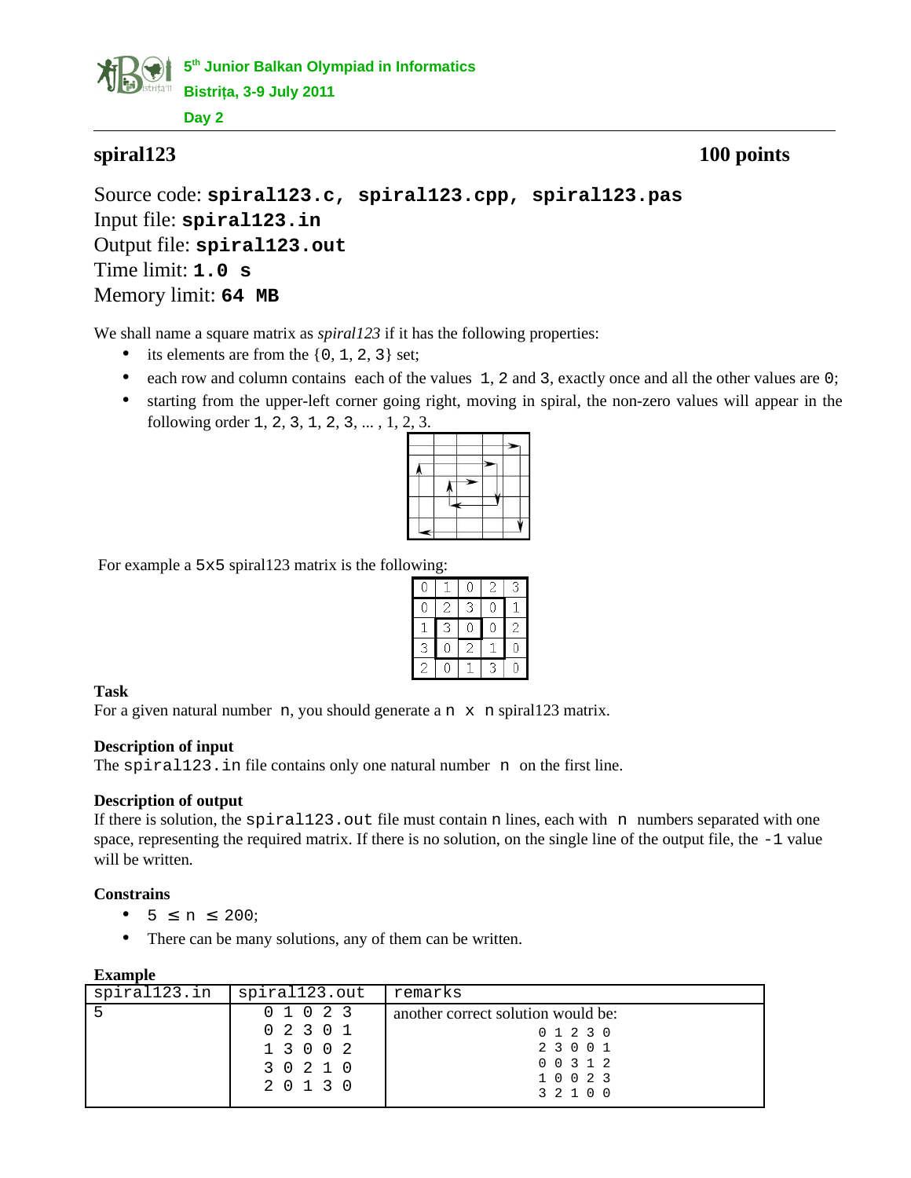**5th Junior Balkan Olympiad in Informatics**
**Bistrița, 3-9 July 2011**
**Day 2**

## spiral123 — 100 points

Source code: **spiral123.c, spiral123.cpp, spiral123.pas**
Input file: **spiral123.in**
Output file: **spiral123.out**
Time limit: **1.0 s**
Memory limit: **64 MB**

We shall name a square matrix as *spiral123* if it has the following properties:

- its elements are from the {0, 1, 2, 3} set;
- each row and column contains each of the values 1, 2 and 3, exactly once and all the other values are 0;
- starting from the upper-left corner going right, moving in spiral, the non-zero values will appear in the following order 1, 2, 3, 1, 2, 3, ... , 1, 2, 3.

For example a 5x5 spiral123 matrix is the following:

| | | | | |
|---|---|---|---|---|
| 0 | 1 | 0 | 2 | 3 |
| 0 | 2 | 3 | 0 | 1 |
| 1 | 3 | 0 | 0 | 2 |
| 3 | 0 | 2 | 1 | 0 |
| 2 | 0 | 1 | 3 | 0 |

### Task

For a given natural number n, you should generate a n x n spiral123 matrix.

### Description of input

The spiral123.in file contains only one natural number n on the first line.

### Description of output

If there is solution, the spiral123.out file must contain n lines, each with n numbers separated with one space, representing the required matrix. If there is no solution, on the single line of the output file, the -1 value will be written.

### Constrains

- 5 ≤ n ≤ 200;
- There can be many solutions, any of them can be written.

### Example

| spiral123.in | spiral123.out | remarks |
|---|---|---|
| 5 | 0 1 0 2 3<br>0 2 3 0 1<br>1 3 0 0 2<br>3 0 2 1 0<br>2 0 1 3 0 | another correct solution would be:<br>0 1 2 3 0<br>2 3 0 0 1<br>0 0 3 1 2<br>1 0 0 2 3<br>3 2 1 0 0 |